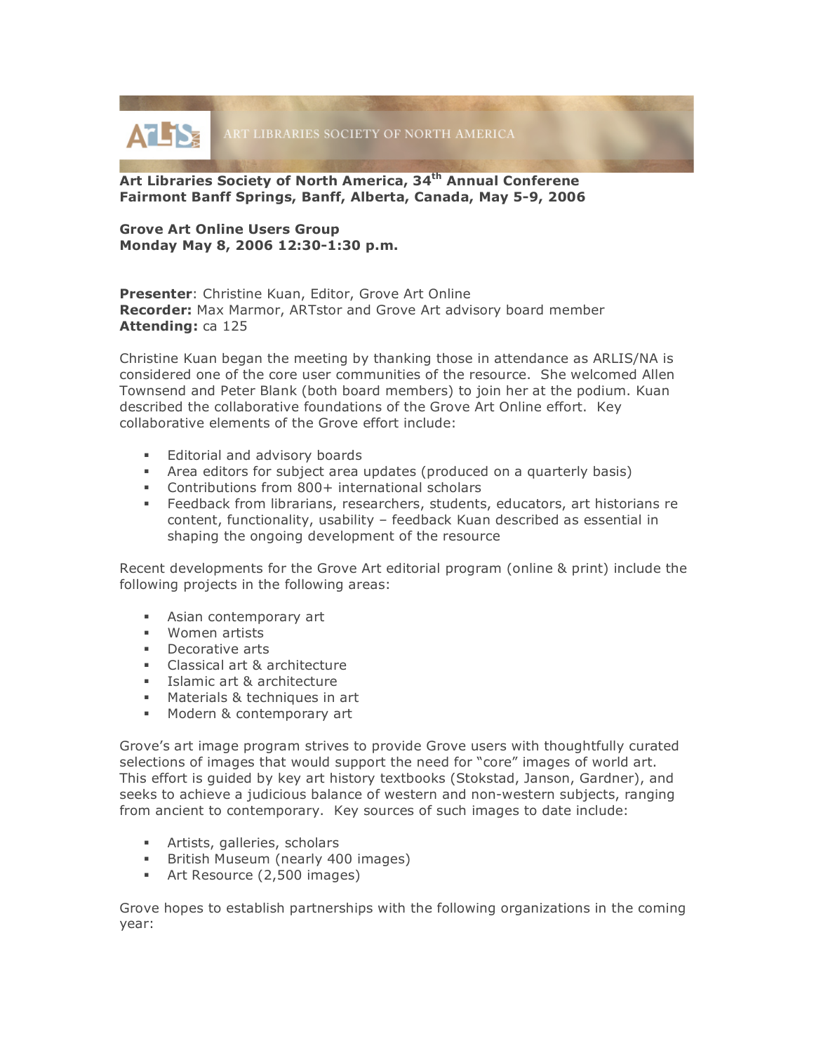ART LIBRARIES SOCIETY OF NORTH AMERICA

**Art Libraries Society of North America, 34th Annual Conferene**
**Fairmont Banff Springs, Banff, Alberta, Canada, May 5-9, 2006**

**Grove Art Online Users Group**
**Monday May 8, 2006 12:30-1:30 p.m.**

**Presenter**: Christine Kuan, Editor, Grove Art Online
**Recorder:** Max Marmor, ARTstor and Grove Art advisory board member
**Attending:** ca 125

Christine Kuan began the meeting by thanking those in attendance as ARLIS/NA is considered one of the core user communities of the resource. She welcomed Allen Townsend and Peter Blank (both board members) to join her at the podium. Kuan described the collaborative foundations of the Grove Art Online effort. Key collaborative elements of the Grove effort include:

- Editorial and advisory boards
- Area editors for subject area updates (produced on a quarterly basis)
- Contributions from 800+ international scholars
- Feedback from librarians, researchers, students, educators, art historians re content, functionality, usability – feedback Kuan described as essential in shaping the ongoing development of the resource

Recent developments for the Grove Art editorial program (online & print) include the following projects in the following areas:

- Asian contemporary art
- Women artists
- Decorative arts
- Classical art & architecture
- Islamic art & architecture
- Materials & techniques in art
- Modern & contemporary art

Grove's art image program strives to provide Grove users with thoughtfully curated selections of images that would support the need for "core" images of world art. This effort is guided by key art history textbooks (Stokstad, Janson, Gardner), and seeks to achieve a judicious balance of western and non-western subjects, ranging from ancient to contemporary. Key sources of such images to date include:

- Artists, galleries, scholars
- British Museum (nearly 400 images)
- Art Resource (2,500 images)

Grove hopes to establish partnerships with the following organizations in the coming year: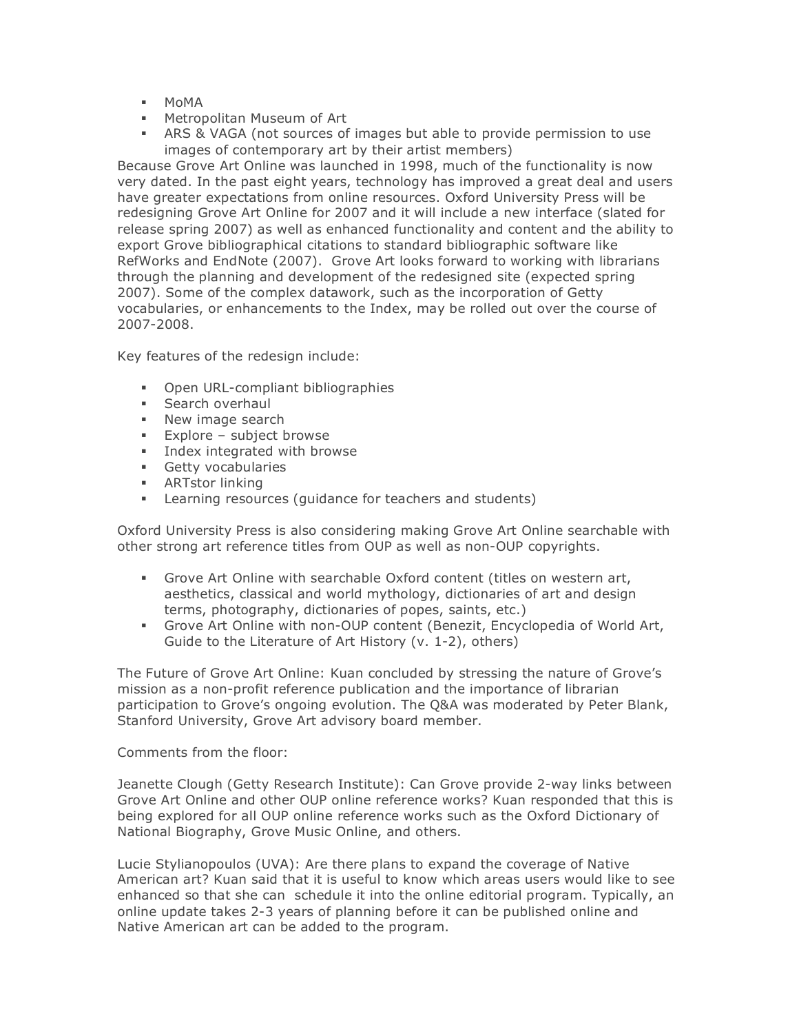- MoMA
- Metropolitan Museum of Art
- ARS & VAGA (not sources of images but able to provide permission to use images of contemporary art by their artist members)

Because Grove Art Online was launched in 1998, much of the functionality is now very dated. In the past eight years, technology has improved a great deal and users have greater expectations from online resources. Oxford University Press will be redesigning Grove Art Online for 2007 and it will include a new interface (slated for release spring 2007) as well as enhanced functionality and content and the ability to export Grove bibliographical citations to standard bibliographic software like RefWorks and EndNote (2007). Grove Art looks forward to working with librarians through the planning and development of the redesigned site (expected spring 2007). Some of the complex datawork, such as the incorporation of Getty vocabularies, or enhancements to the Index, may be rolled out over the course of 2007-2008.

Key features of the redesign include:

- Open URL-compliant bibliographies
- Search overhaul
- New image search
- Explore – subject browse
- Index integrated with browse
- Getty vocabularies
- ARTstor linking
- Learning resources (guidance for teachers and students)

Oxford University Press is also considering making Grove Art Online searchable with other strong art reference titles from OUP as well as non-OUP copyrights.

- Grove Art Online with searchable Oxford content (titles on western art, aesthetics, classical and world mythology, dictionaries of art and design terms, photography, dictionaries of popes, saints, etc.)
- Grove Art Online with non-OUP content (Benezit, Encyclopedia of World Art, Guide to the Literature of Art History (v. 1-2), others)

The Future of Grove Art Online: Kuan concluded by stressing the nature of Grove's mission as a non-profit reference publication and the importance of librarian participation to Grove's ongoing evolution. The Q&A was moderated by Peter Blank, Stanford University, Grove Art advisory board member.

Comments from the floor:

Jeanette Clough (Getty Research Institute): Can Grove provide 2-way links between Grove Art Online and other OUP online reference works? Kuan responded that this is being explored for all OUP online reference works such as the Oxford Dictionary of National Biography, Grove Music Online, and others.

Lucie Stylianopoulos (UVA): Are there plans to expand the coverage of Native American art? Kuan said that it is useful to know which areas users would like to see enhanced so that she can schedule it into the online editorial program. Typically, an online update takes 2-3 years of planning before it can be published online and Native American art can be added to the program.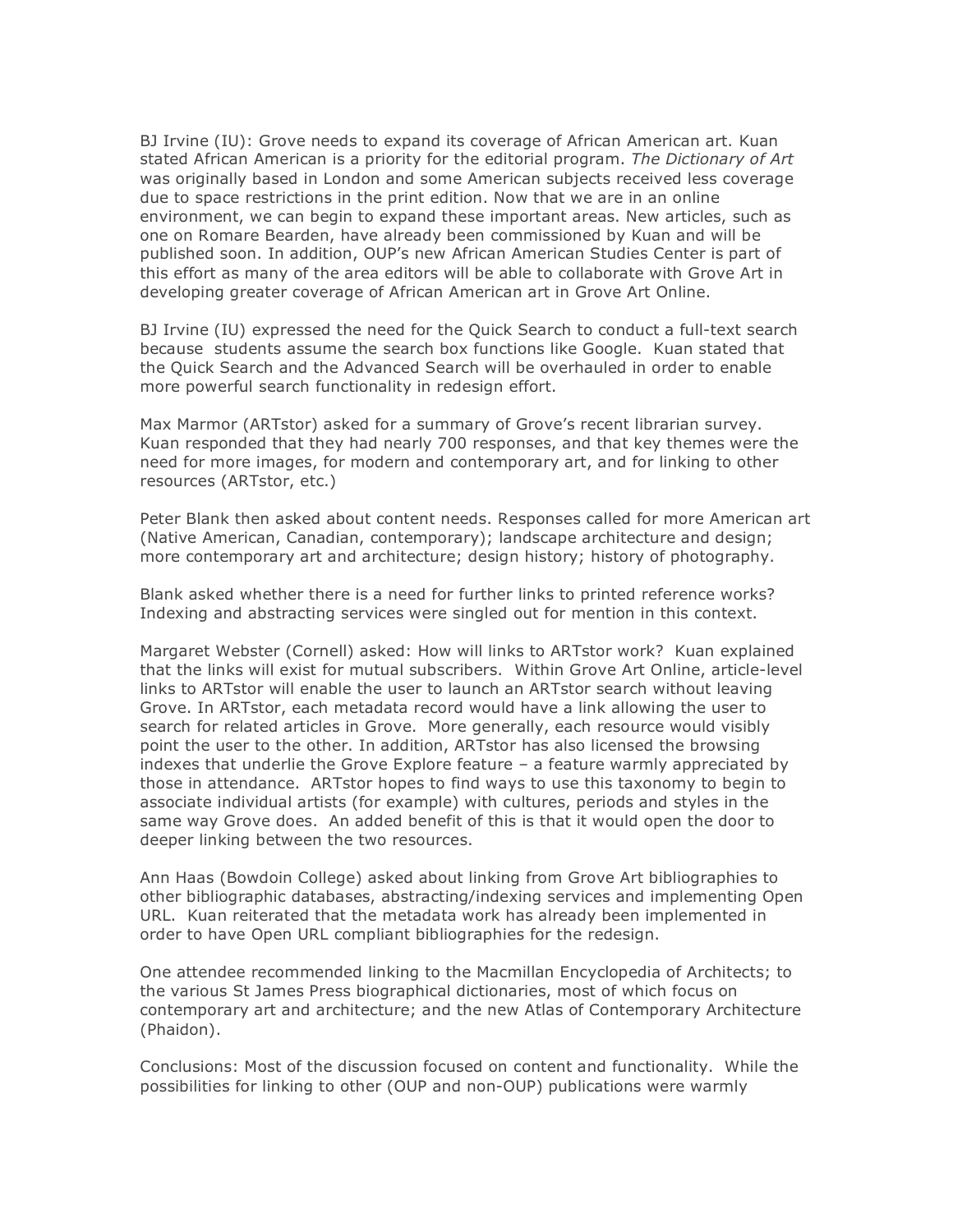BJ Irvine (IU): Grove needs to expand its coverage of African American art. Kuan stated African American is a priority for the editorial program. *The Dictionary of Art* was originally based in London and some American subjects received less coverage due to space restrictions in the print edition. Now that we are in an online environment, we can begin to expand these important areas. New articles, such as one on Romare Bearden, have already been commissioned by Kuan and will be published soon. In addition, OUP's new African American Studies Center is part of this effort as many of the area editors will be able to collaborate with Grove Art in developing greater coverage of African American art in Grove Art Online.

BJ Irvine (IU) expressed the need for the Quick Search to conduct a full-text search because students assume the search box functions like Google. Kuan stated that the Quick Search and the Advanced Search will be overhauled in order to enable more powerful search functionality in redesign effort.

Max Marmor (ARTstor) asked for a summary of Grove's recent librarian survey. Kuan responded that they had nearly 700 responses, and that key themes were the need for more images, for modern and contemporary art, and for linking to other resources (ARTstor, etc.)

Peter Blank then asked about content needs. Responses called for more American art (Native American, Canadian, contemporary); landscape architecture and design; more contemporary art and architecture; design history; history of photography.

Blank asked whether there is a need for further links to printed reference works? Indexing and abstracting services were singled out for mention in this context.

Margaret Webster (Cornell) asked: How will links to ARTstor work? Kuan explained that the links will exist for mutual subscribers. Within Grove Art Online, article-level links to ARTstor will enable the user to launch an ARTstor search without leaving Grove. In ARTstor, each metadata record would have a link allowing the user to search for related articles in Grove. More generally, each resource would visibly point the user to the other. In addition, ARTstor has also licensed the browsing indexes that underlie the Grove Explore feature – a feature warmly appreciated by those in attendance. ARTstor hopes to find ways to use this taxonomy to begin to associate individual artists (for example) with cultures, periods and styles in the same way Grove does. An added benefit of this is that it would open the door to deeper linking between the two resources.

Ann Haas (Bowdoin College) asked about linking from Grove Art bibliographies to other bibliographic databases, abstracting/indexing services and implementing Open URL. Kuan reiterated that the metadata work has already been implemented in order to have Open URL compliant bibliographies for the redesign.

One attendee recommended linking to the Macmillan Encyclopedia of Architects; to the various St James Press biographical dictionaries, most of which focus on contemporary art and architecture; and the new Atlas of Contemporary Architecture (Phaidon).

Conclusions: Most of the discussion focused on content and functionality. While the possibilities for linking to other (OUP and non-OUP) publications were warmly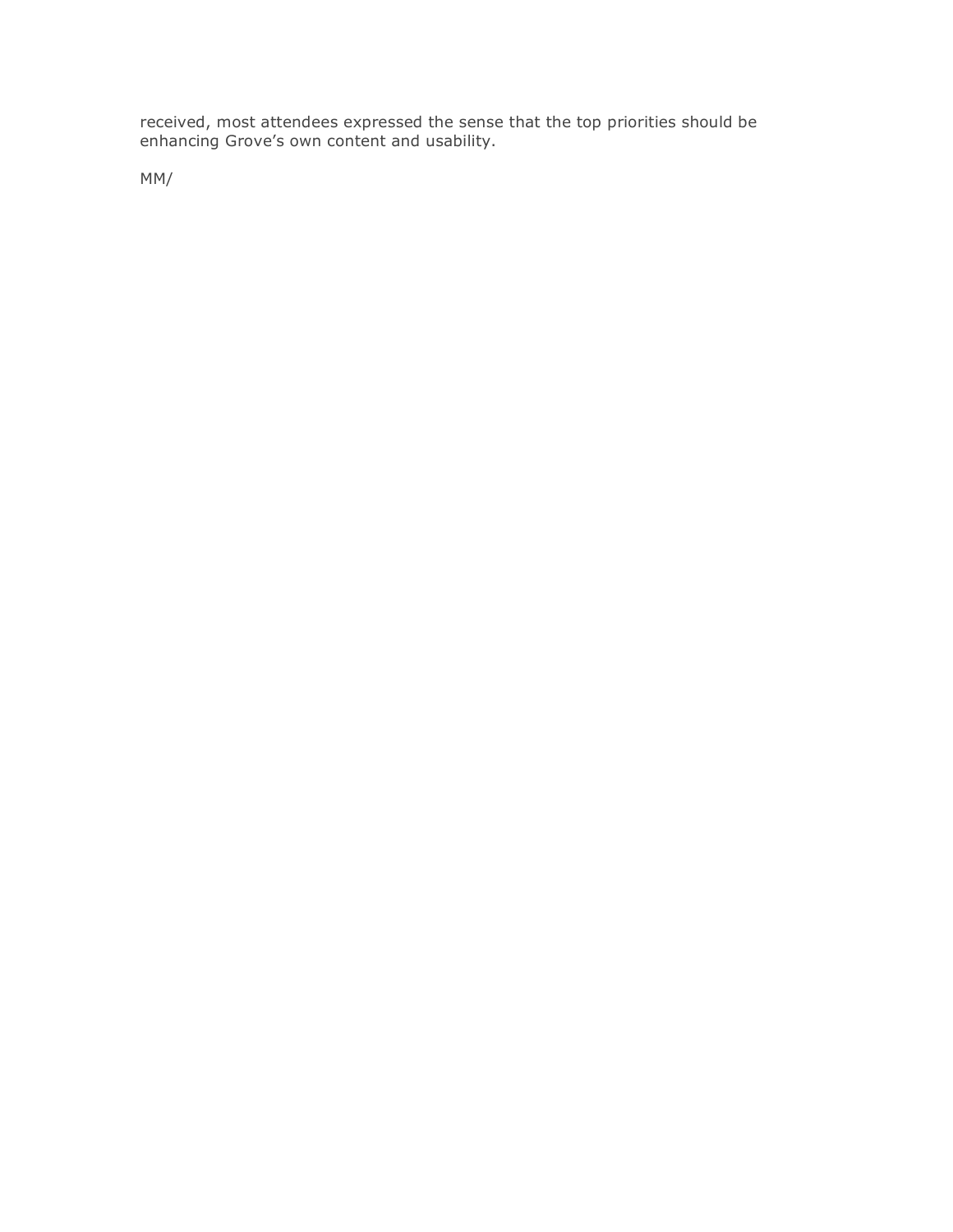received, most attendees expressed the sense that the top priorities should be enhancing Grove’s own content and usability.

MM/